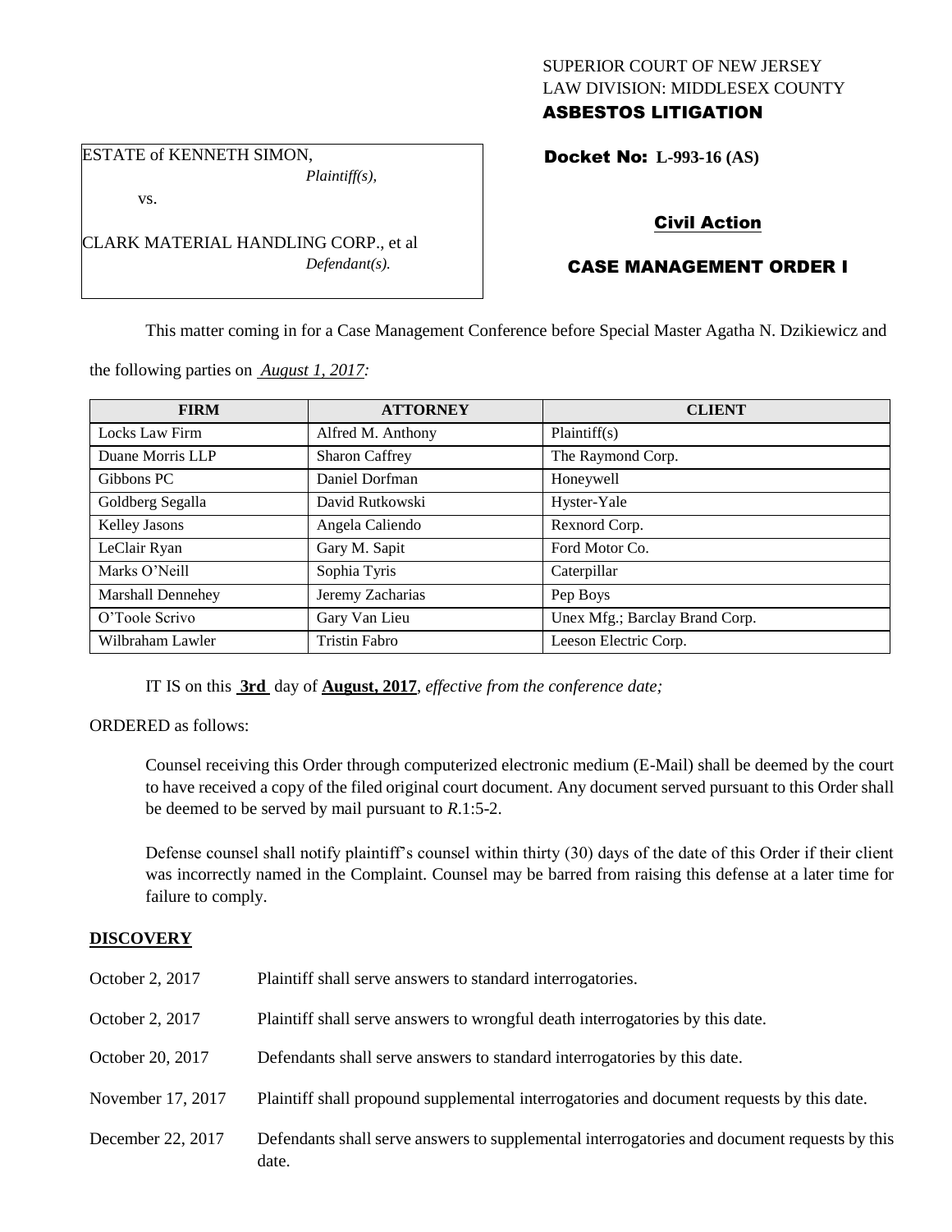SUPERIOR COURT OF NEW JERSEY
LAW DIVISION: MIDDLESEX COUNTY
**ASBESTOS LITIGATION**

ESTATE of KENNETH SIMON,
*Plaintiff(s),*

vs.

CLARK MATERIAL HANDLING CORP., et al
*Defendant(s).*

**Docket No: L-993-16 (AS)**

**Civil Action**

**CASE MANAGEMENT ORDER I**

This matter coming in for a Case Management Conference before Special Master Agatha N. Dzikiewicz and the following parties on *August 1, 2017:*

| FIRM | ATTORNEY | CLIENT |
|---|---|---|
| Locks Law Firm | Alfred M. Anthony | Plaintiff(s) |
| Duane Morris LLP | Sharon Caffrey | The Raymond Corp. |
| Gibbons PC | Daniel Dorfman | Honeywell |
| Goldberg Segalla | David Rutkowski | Hyster-Yale |
| Kelley Jasons | Angela Caliendo | Rexnord Corp. |
| LeClair Ryan | Gary M. Sapit | Ford Motor Co. |
| Marks O'Neill | Sophia Tyris | Caterpillar |
| Marshall Dennehey | Jeremy Zacharias | Pep Boys |
| O'Toole Scrivo | Gary Van Lieu | Unex Mfg.; Barclay Brand Corp. |
| Wilbraham Lawler | Tristin Fabro | Leeson Electric Corp. |

IT IS on this **3rd** day of **August, 2017**, *effective from the conference date;*

ORDERED as follows:

Counsel receiving this Order through computerized electronic medium (E-Mail) shall be deemed by the court to have received a copy of the filed original court document. Any document served pursuant to this Order shall be deemed to be served by mail pursuant to *R*.1:5-2.

Defense counsel shall notify plaintiff's counsel within thirty (30) days of the date of this Order if their client was incorrectly named in the Complaint. Counsel may be barred from raising this defense at a later time for failure to comply.

## DISCOVERY

| | |
|---|---|
| October 2, 2017 | Plaintiff shall serve answers to standard interrogatories. |
| October 2, 2017 | Plaintiff shall serve answers to wrongful death interrogatories by this date. |
| October 20, 2017 | Defendants shall serve answers to standard interrogatories by this date. |
| November 17, 2017 | Plaintiff shall propound supplemental interrogatories and document requests by this date. |
| December 22, 2017 | Defendants shall serve answers to supplemental interrogatories and document requests by this date. |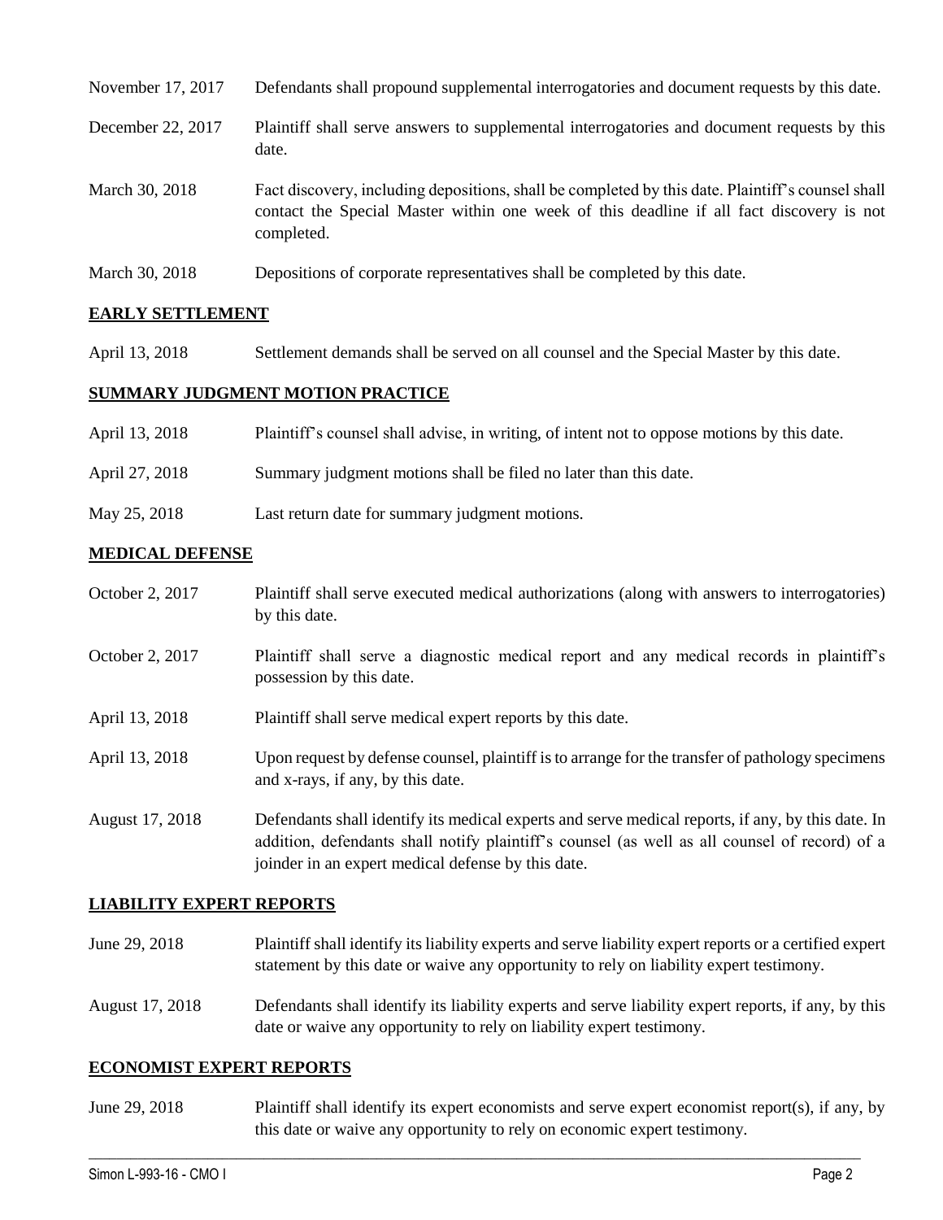| | |
|---|---|
| November 17, 2017 | Defendants shall propound supplemental interrogatories and document requests by this date. |
| December 22, 2017 | Plaintiff shall serve answers to supplemental interrogatories and document requests by this date. |
| March 30, 2018 | Fact discovery, including depositions, shall be completed by this date. Plaintiff's counsel shall contact the Special Master within one week of this deadline if all fact discovery is not completed. |
| March 30, 2018 | Depositions of corporate representatives shall be completed by this date. |

## EARLY SETTLEMENT

| | |
|---|---|
| April 13, 2018 | Settlement demands shall be served on all counsel and the Special Master by this date. |

## SUMMARY JUDGMENT MOTION PRACTICE

| | |
|---|---|
| April 13, 2018 | Plaintiff's counsel shall advise, in writing, of intent not to oppose motions by this date. |
| April 27, 2018 | Summary judgment motions shall be filed no later than this date. |
| May 25, 2018 | Last return date for summary judgment motions. |

## MEDICAL DEFENSE

| | |
|---|---|
| October 2, 2017 | Plaintiff shall serve executed medical authorizations (along with answers to interrogatories) by this date. |
| October 2, 2017 | Plaintiff shall serve a diagnostic medical report and any medical records in plaintiff's possession by this date. |
| April 13, 2018 | Plaintiff shall serve medical expert reports by this date. |
| April 13, 2018 | Upon request by defense counsel, plaintiff is to arrange for the transfer of pathology specimens and x-rays, if any, by this date. |
| August 17, 2018 | Defendants shall identify its medical experts and serve medical reports, if any, by this date. In addition, defendants shall notify plaintiff's counsel (as well as all counsel of record) of a joinder in an expert medical defense by this date. |

## LIABILITY EXPERT REPORTS

| | |
|---|---|
| June 29, 2018 | Plaintiff shall identify its liability experts and serve liability expert reports or a certified expert statement by this date or waive any opportunity to rely on liability expert testimony. |
| August 17, 2018 | Defendants shall identify its liability experts and serve liability expert reports, if any, by this date or waive any opportunity to rely on liability expert testimony. |

## ECONOMIST EXPERT REPORTS

| | |
|---|---|
| June 29, 2018 | Plaintiff shall identify its expert economists and serve expert economist report(s), if any, by this date or waive any opportunity to rely on economic expert testimony. |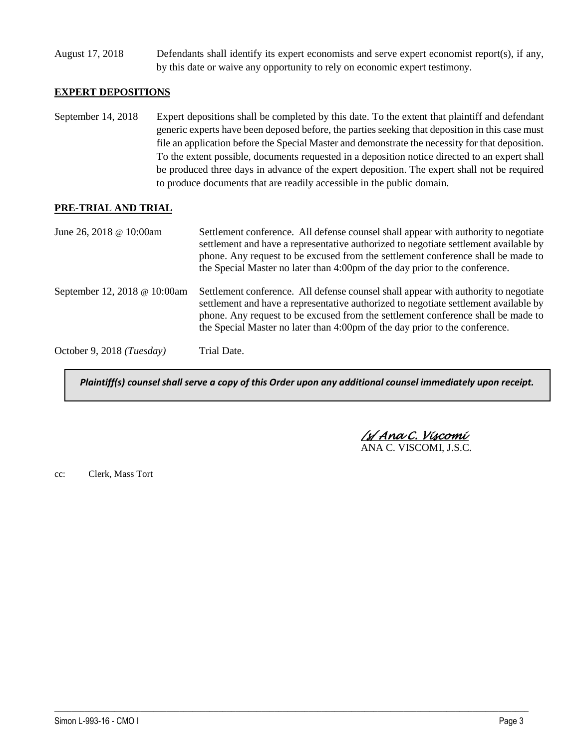August 17, 2018 Defendants shall identify its expert economists and serve expert economist report(s), if any, by this date or waive any opportunity to rely on economic expert testimony.

## EXPERT DEPOSITIONS

September 14, 2018 Expert depositions shall be completed by this date. To the extent that plaintiff and defendant generic experts have been deposed before, the parties seeking that deposition in this case must file an application before the Special Master and demonstrate the necessity for that deposition. To the extent possible, documents requested in a deposition notice directed to an expert shall be produced three days in advance of the expert deposition. The expert shall not be required to produce documents that are readily accessible in the public domain.

## PRE-TRIAL AND TRIAL

June 26, 2018 @ 10:00am Settlement conference. All defense counsel shall appear with authority to negotiate settlement and have a representative authorized to negotiate settlement available by phone. Any request to be excused from the settlement conference shall be made to the Special Master no later than 4:00pm of the day prior to the conference.

September 12, 2018 @ 10:00am Settlement conference. All defense counsel shall appear with authority to negotiate settlement and have a representative authorized to negotiate settlement available by phone. Any request to be excused from the settlement conference shall be made to the Special Master no later than 4:00pm of the day prior to the conference.

October 9, 2018 *(Tuesday)* Trial Date.

***Plaintiff(s) counsel shall serve a copy of this Order upon any additional counsel immediately upon receipt.***

*/s/ Ana C. Viscomi*
ANA C. VISCOMI, J.S.C.

cc: Clerk, Mass Tort